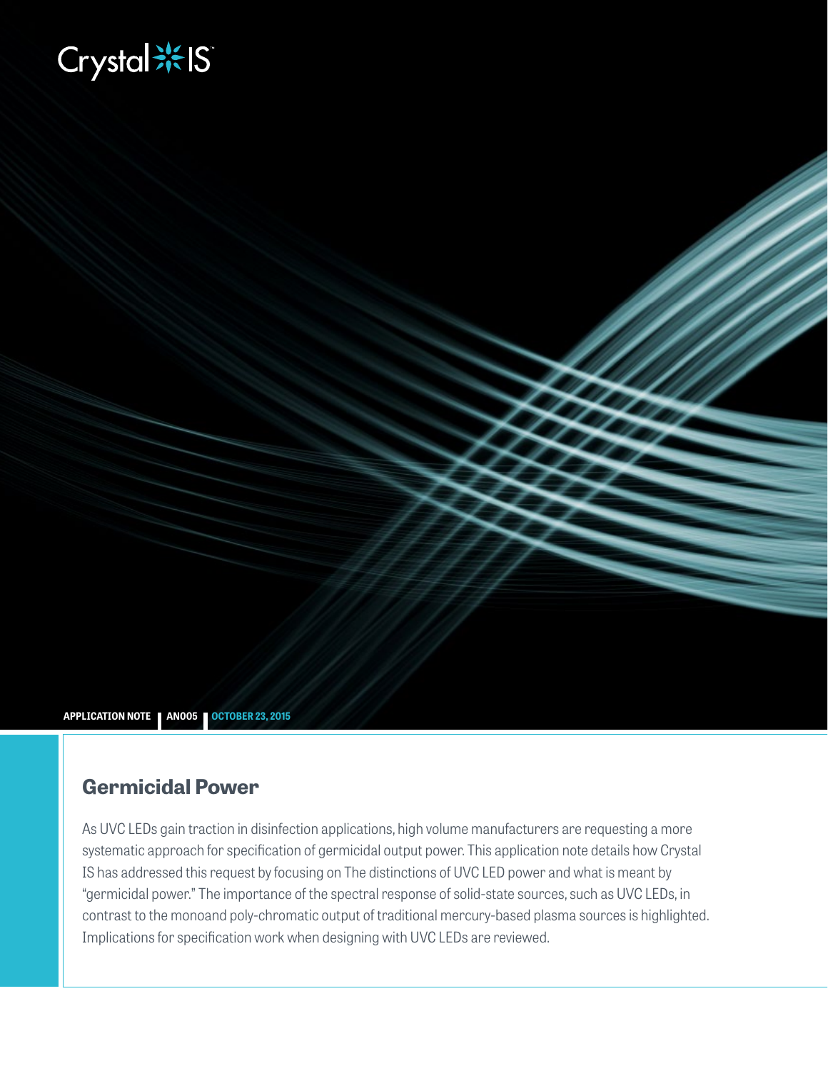Crystal IS

APPLICATION NOTE | AN005 | OCTOBER 23, 2015

# Germicidal Power

As UVC LEDs gain traction in disinfection applications, high volume manufacturers are requesting a more systematic approach for specification of germicidal output power. This application note details how Crystal IS has addressed this request by focusing on The distinctions of UVC LED power and what is meant by "germicidal power." The importance of the spectral response of solid-state sources, such as UVC LEDs, in contrast to the monoand poly-chromatic output of traditional mercury-based plasma sources is highlighted. Implications for specification work when designing with UVC LEDs are reviewed.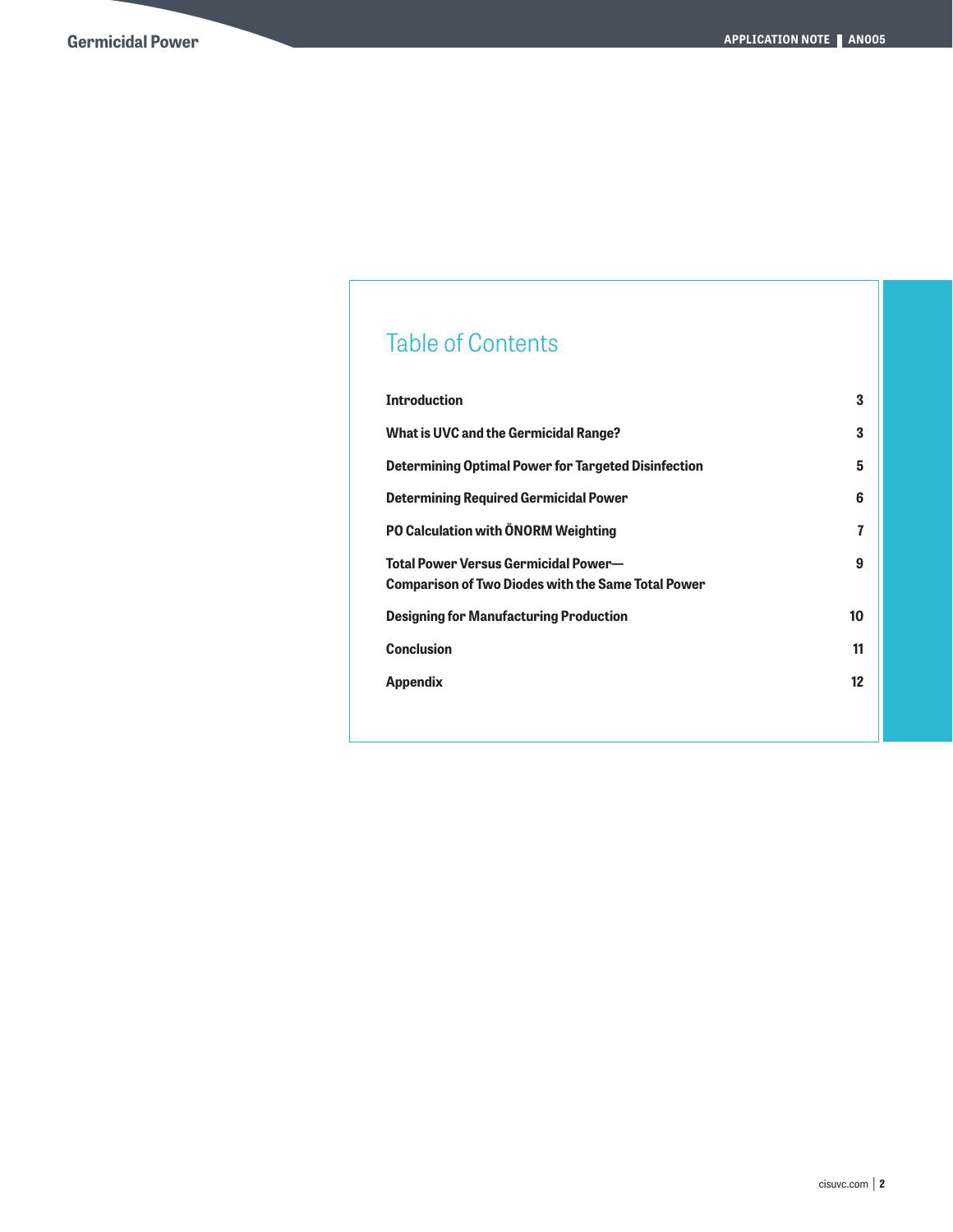## Table of Contents

| | |
|---|---|
| **Introduction** | **3** |
| **What is UVC and the Germicidal Range?** | **3** |
| **Determining Optimal Power for Targeted Disinfection** | **5** |
| **Determining Required Germicidal Power** | **6** |
| **PO Calculation with ÖNORM Weighting** | **7** |
| **Total Power Versus Germicidal Power—Comparison of Two Diodes with the Same Total Power** | **9** |
| **Designing for Manufacturing Production** | **10** |
| **Conclusion** | **11** |
| **Appendix** | **12** |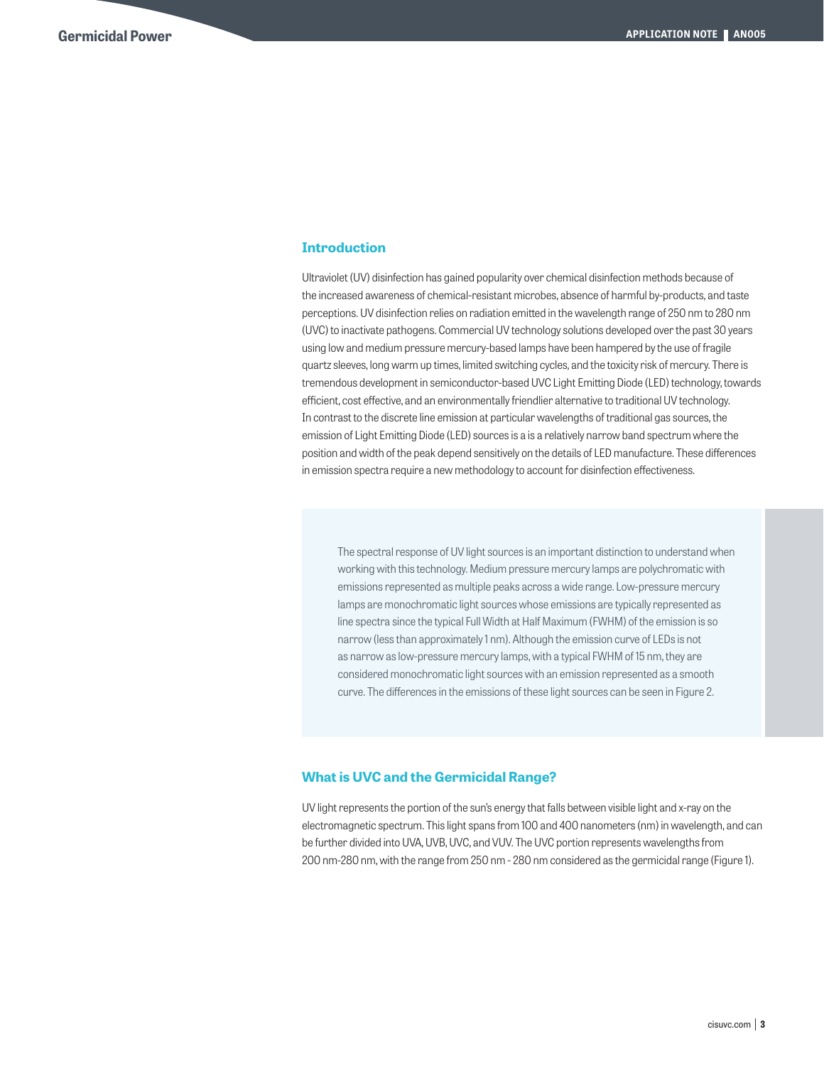## Introduction

Ultraviolet (UV) disinfection has gained popularity over chemical disinfection methods because of the increased awareness of chemical-resistant microbes, absence of harmful by-products, and taste perceptions. UV disinfection relies on radiation emitted in the wavelength range of 250 nm to 280 nm (UVC) to inactivate pathogens. Commercial UV technology solutions developed over the past 30 years using low and medium pressure mercury-based lamps have been hampered by the use of fragile quartz sleeves, long warm up times, limited switching cycles, and the toxicity risk of mercury. There is tremendous development in semiconductor-based UVC Light Emitting Diode (LED) technology, towards efficient, cost effective, and an environmentally friendlier alternative to traditional UV technology. In contrast to the discrete line emission at particular wavelengths of traditional gas sources, the emission of Light Emitting Diode (LED) sources is a is a relatively narrow band spectrum where the position and width of the peak depend sensitively on the details of LED manufacture. These differences in emission spectra require a new methodology to account for disinfection effectiveness.

> The spectral response of UV light sources is an important distinction to understand when working with this technology. Medium pressure mercury lamps are polychromatic with emissions represented as multiple peaks across a wide range. Low-pressure mercury lamps are monochromatic light sources whose emissions are typically represented as line spectra since the typical Full Width at Half Maximum (FWHM) of the emission is so narrow (less than approximately 1 nm). Although the emission curve of LEDs is not as narrow as low-pressure mercury lamps, with a typical FWHM of 15 nm, they are considered monochromatic light sources with an emission represented as a smooth curve. The differences in the emissions of these light sources can be seen in Figure 2.

## What is UVC and the Germicidal Range?

UV light represents the portion of the sun's energy that falls between visible light and x-ray on the electromagnetic spectrum. This light spans from 100 and 400 nanometers (nm) in wavelength, and can be further divided into UVA, UVB, UVC, and VUV. The UVC portion represents wavelengths from 200 nm-280 nm, with the range from 250 nm - 280 nm considered as the germicidal range (Figure 1).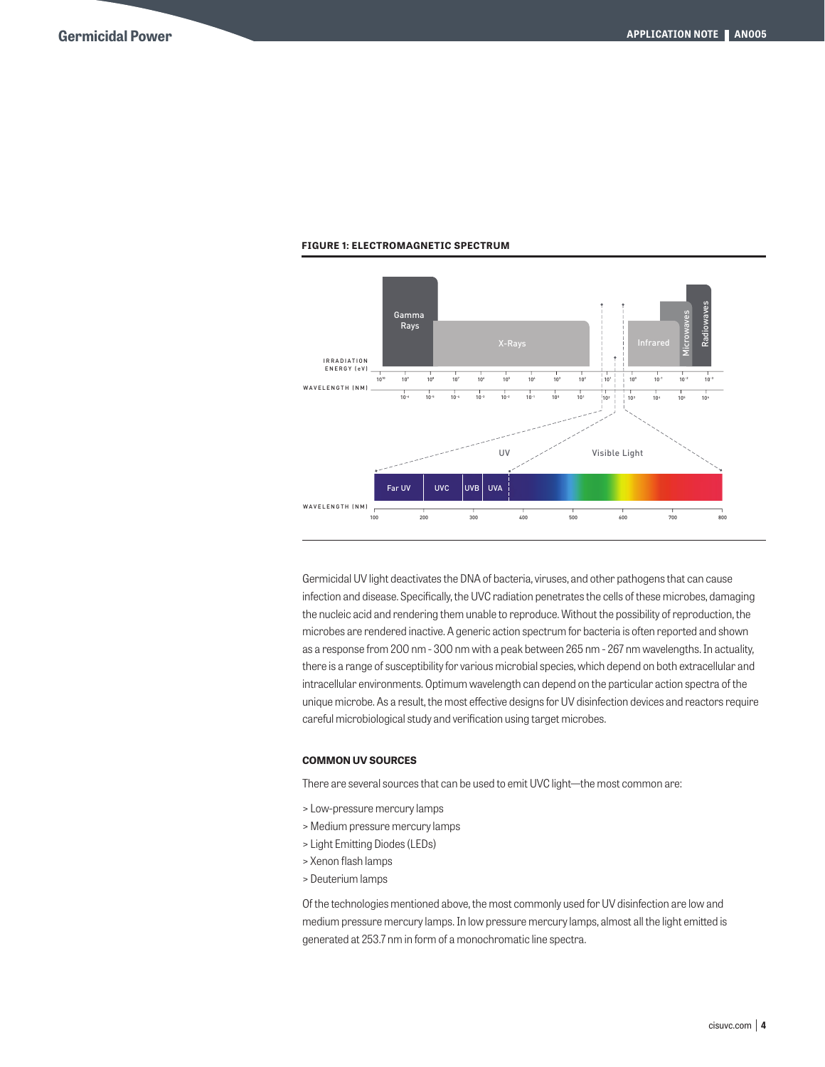**FIGURE 1: ELECTROMAGNETIC SPECTRUM**

Germicidal UV light deactivates the DNA of bacteria, viruses, and other pathogens that can cause infection and disease. Specifically, the UVC radiation penetrates the cells of these microbes, damaging the nucleic acid and rendering them unable to reproduce. Without the possibility of reproduction, the microbes are rendered inactive. A generic action spectrum for bacteria is often reported and shown as a response from 200 nm - 300 nm with a peak between 265 nm - 267 nm wavelengths. In actuality, there is a range of susceptibility for various microbial species, which depend on both extracellular and intracellular environments. Optimum wavelength can depend on the particular action spectra of the unique microbe. As a result, the most effective designs for UV disinfection devices and reactors require careful microbiological study and verification using target microbes.

#### COMMON UV SOURCES

There are several sources that can be used to emit UVC light—the most common are:

> Low-pressure mercury lamps
> Medium pressure mercury lamps
> Light Emitting Diodes (LEDs)
> Xenon flash lamps
> Deuterium lamps

Of the technologies mentioned above, the most commonly used for UV disinfection are low and medium pressure mercury lamps. In low pressure mercury lamps, almost all the light emitted is generated at 253.7 nm in form of a monochromatic line spectra.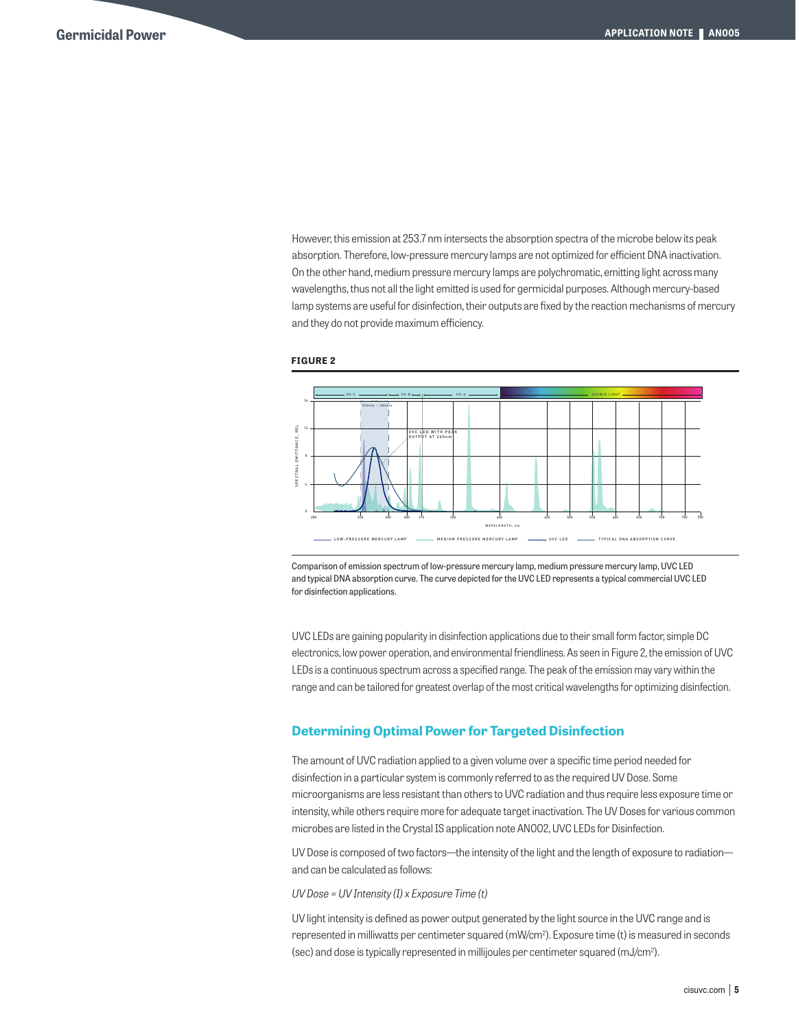However, this emission at 253.7 nm intersects the absorption spectra of the microbe below its peak absorption. Therefore, low-pressure mercury lamps are not optimized for efficient DNA inactivation. On the other hand, medium pressure mercury lamps are polychromatic, emitting light across many wavelengths, thus not all the light emitted is used for germicidal purposes. Although mercury-based lamp systems are useful for disinfection, their outputs are fixed by the reaction mechanisms of mercury and they do not provide maximum efficiency.

**FIGURE 2**

Comparison of emission spectrum of low-pressure mercury lamp, medium pressure mercury lamp, UVC LED and typical DNA absorption curve. The curve depicted for the UVC LED represents a typical commercial UVC LED for disinfection applications.

UVC LEDs are gaining popularity in disinfection applications due to their small form factor, simple DC electronics, low power operation, and environmental friendliness. As seen in Figure 2, the emission of UVC LEDs is a continuous spectrum across a specified range. The peak of the emission may vary within the range and can be tailored for greatest overlap of the most critical wavelengths for optimizing disinfection.

## Determining Optimal Power for Targeted Disinfection

The amount of UVC radiation applied to a given volume over a specific time period needed for disinfection in a particular system is commonly referred to as the required UV Dose. Some microorganisms are less resistant than others to UVC radiation and thus require less exposure time or intensity, while others require more for adequate target inactivation. The UV Doses for various common microbes are listed in the Crystal IS application note AN002, UVC LEDs for Disinfection.

UV Dose is composed of two factors—the intensity of the light and the length of exposure to radiation—and can be calculated as follows:

*UV Dose = UV Intensity (I) x Exposure Time (t)*

UV light intensity is defined as power output generated by the light source in the UVC range and is represented in milliwatts per centimeter squared ($mW/cm^2$). Exposure time (t) is measured in seconds (sec) and dose is typically represented in millijoules per centimeter squared ($mJ/cm^2$).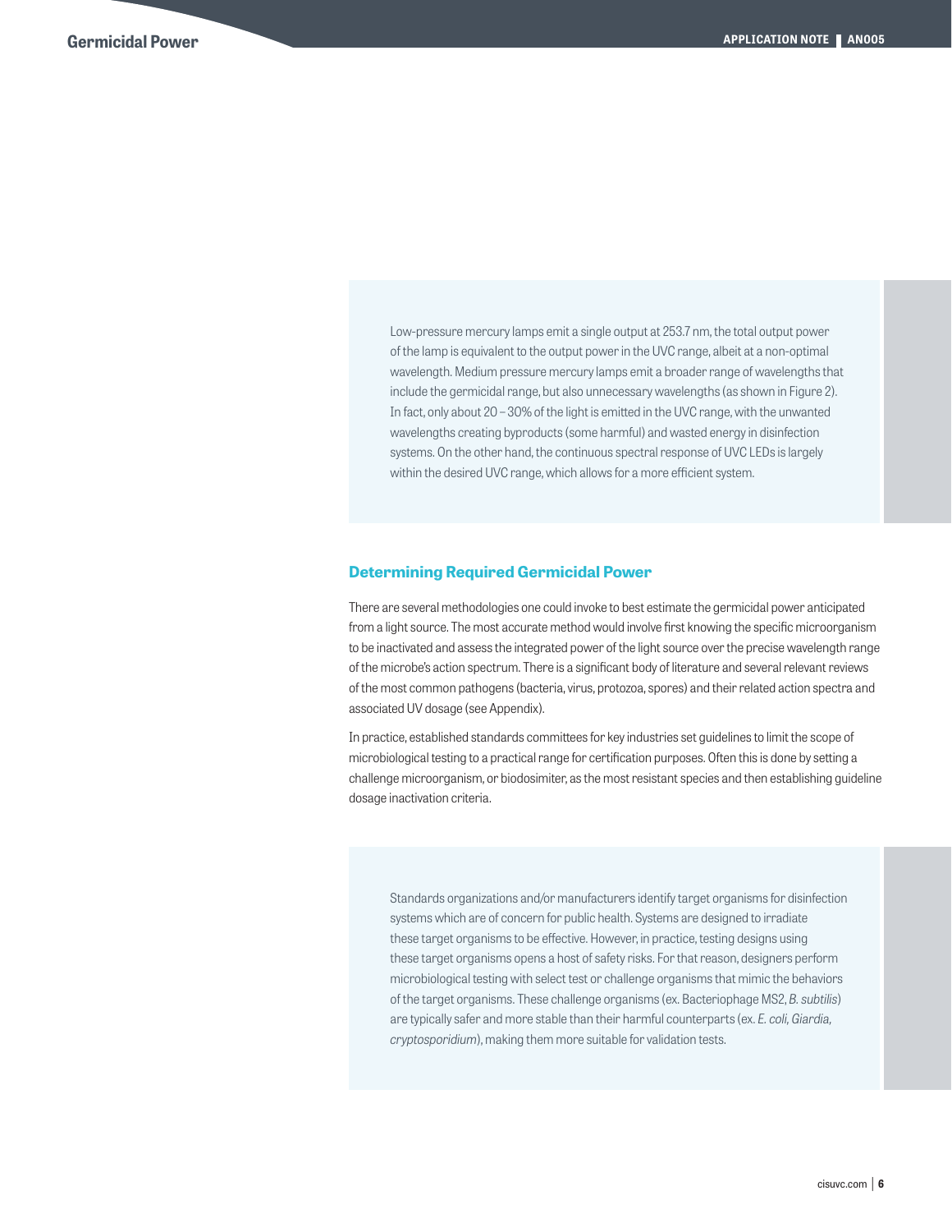Low-pressure mercury lamps emit a single output at 253.7 nm, the total output power of the lamp is equivalent to the output power in the UVC range, albeit at a non-optimal wavelength. Medium pressure mercury lamps emit a broader range of wavelengths that include the germicidal range, but also unnecessary wavelengths (as shown in Figure 2). In fact, only about 20 – 30% of the light is emitted in the UVC range, with the unwanted wavelengths creating byproducts (some harmful) and wasted energy in disinfection systems. On the other hand, the continuous spectral response of UVC LEDs is largely within the desired UVC range, which allows for a more efficient system.

### Determining Required Germicidal Power

There are several methodologies one could invoke to best estimate the germicidal power anticipated from a light source. The most accurate method would involve first knowing the specific microorganism to be inactivated and assess the integrated power of the light source over the precise wavelength range of the microbe's action spectrum. There is a significant body of literature and several relevant reviews of the most common pathogens (bacteria, virus, protozoa, spores) and their related action spectra and associated UV dosage (see Appendix).

In practice, established standards committees for key industries set guidelines to limit the scope of microbiological testing to a practical range for certification purposes. Often this is done by setting a challenge microorganism, or biodosimiter, as the most resistant species and then establishing guideline dosage inactivation criteria.

Standards organizations and/or manufacturers identify target organisms for disinfection systems which are of concern for public health. Systems are designed to irradiate these target organisms to be effective. However, in practice, testing designs using these target organisms opens a host of safety risks. For that reason, designers perform microbiological testing with select test or challenge organisms that mimic the behaviors of the target organisms. These challenge organisms (ex. Bacteriophage MS2, *B. subtilis*) are typically safer and more stable than their harmful counterparts (ex. *E. coli, Giardia, cryptosporidium*), making them more suitable for validation tests.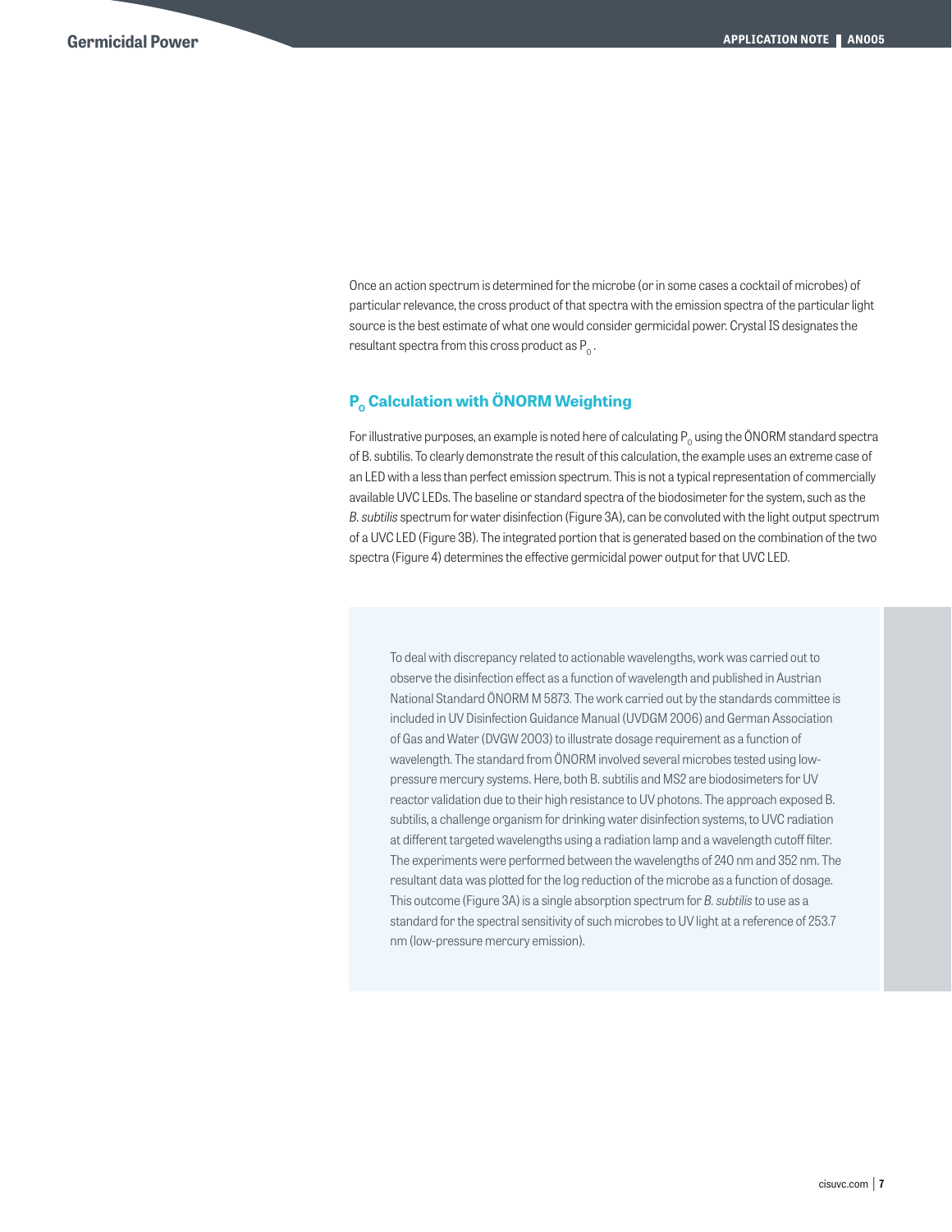Once an action spectrum is determined for the microbe (or in some cases a cocktail of microbes) of particular relevance, the cross product of that spectra with the emission spectra of the particular light source is the best estimate of what one would consider germicidal power. Crystal IS designates the resultant spectra from this cross product as $P_o$.

## $P_o$ Calculation with ÖNORM Weighting

For illustrative purposes, an example is noted here of calculating $P_o$ using the ÖNORM standard spectra of B. subtilis. To clearly demonstrate the result of this calculation, the example uses an extreme case of an LED with a less than perfect emission spectrum. This is not a typical representation of commercially available UVC LEDs. The baseline or standard spectra of the biodosimeter for the system, such as the *B. subtilis* spectrum for water disinfection (Figure 3A), can be convoluted with the light output spectrum of a UVC LED (Figure 3B). The integrated portion that is generated based on the combination of the two spectra (Figure 4) determines the effective germicidal power output for that UVC LED.

To deal with discrepancy related to actionable wavelengths, work was carried out to observe the disinfection effect as a function of wavelength and published in Austrian National Standard ÖNORM M 5873. The work carried out by the standards committee is included in UV Disinfection Guidance Manual (UVDGM 2006) and German Association of Gas and Water (DVGW 2003) to illustrate dosage requirement as a function of wavelength. The standard from ÖNORM involved several microbes tested using low-pressure mercury systems. Here, both B. subtilis and MS2 are biodosimeters for UV reactor validation due to their high resistance to UV photons. The approach exposed B. subtilis, a challenge organism for drinking water disinfection systems, to UVC radiation at different targeted wavelengths using a radiation lamp and a wavelength cutoff filter. The experiments were performed between the wavelengths of 240 nm and 352 nm. The resultant data was plotted for the log reduction of the microbe as a function of dosage. This outcome (Figure 3A) is a single absorption spectrum for *B. subtilis* to use as a standard for the spectral sensitivity of such microbes to UV light at a reference of 253.7 nm (low-pressure mercury emission).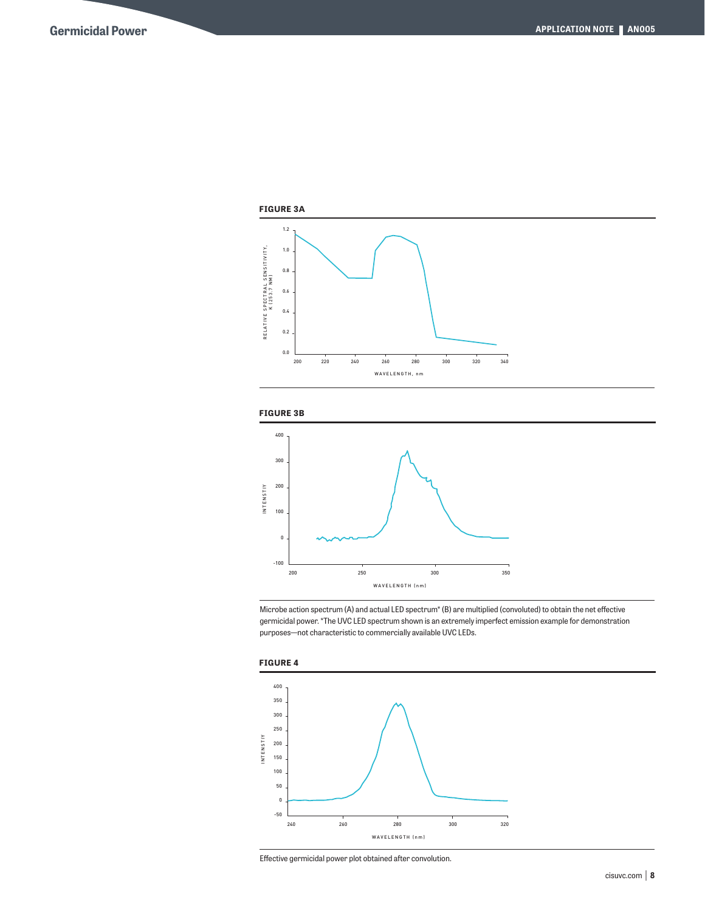**FIGURE 3A**

**FIGURE 3B**

Microbe action spectrum (A) and actual LED spectrum* (B) are multiplied (convoluted) to obtain the net effective germicidal power. *The UVC LED spectrum shown is an extremely imperfect emission example for demonstration purposes—not characteristic to commercially available UVC LEDs.

**FIGURE 4**

Effective germicidal power plot obtained after convolution.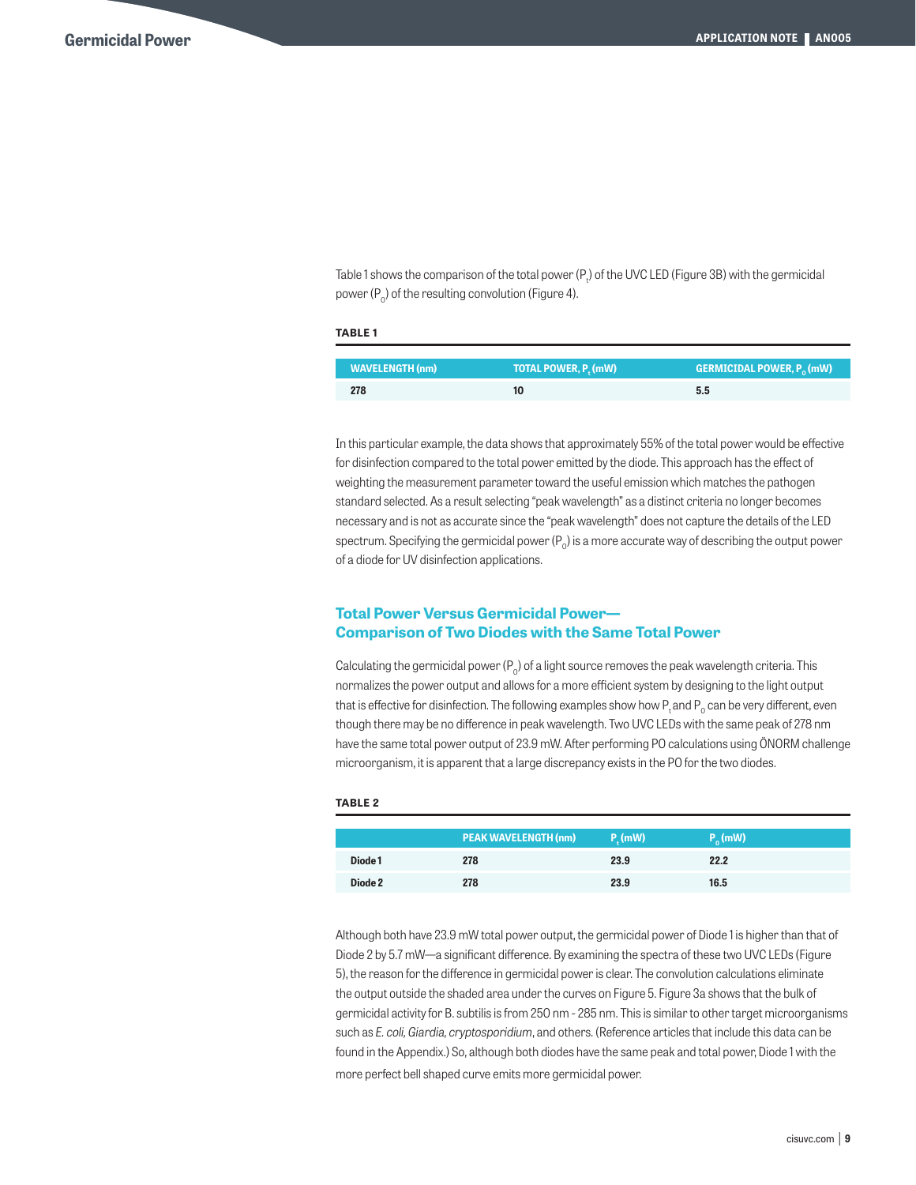Table 1 shows the comparison of the total power ($P_t$) of the UVC LED (Figure 3B) with the germicidal power ($P_o$) of the resulting convolution (Figure 4).

**TABLE 1**

| WAVELENGTH (nm) | TOTAL POWER, $P_t$ (mW) | GERMICIDAL POWER, $P_o$ (mW) |
|---|---|---|
| 278 | 10 | 5.5 |

In this particular example, the data shows that approximately 55% of the total power would be effective for disinfection compared to the total power emitted by the diode. This approach has the effect of weighting the measurement parameter toward the useful emission which matches the pathogen standard selected. As a result selecting "peak wavelength" as a distinct criteria no longer becomes necessary and is not as accurate since the "peak wavelength" does not capture the details of the LED spectrum. Specifying the germicidal power ($P_o$) is a more accurate way of describing the output power of a diode for UV disinfection applications.

## Total Power Versus Germicidal Power— Comparison of Two Diodes with the Same Total Power

Calculating the germicidal power ($P_o$) of a light source removes the peak wavelength criteria. This normalizes the power output and allows for a more efficient system by designing to the light output that is effective for disinfection. The following examples show how $P_t$ and $P_o$ can be very different, even though there may be no difference in peak wavelength. Two UVC LEDs with the same peak of 278 nm have the same total power output of 23.9 mW. After performing PO calculations using ÖNORM challenge microorganism, it is apparent that a large discrepancy exists in the PO for the two diodes.

**TABLE 2**

| | PEAK WAVELENGTH (nm) | $P_t$ (mW) | $P_o$ (mW) |
|---|---|---|---|
| Diode 1 | 278 | 23.9 | 22.2 |
| Diode 2 | 278 | 23.9 | 16.5 |

Although both have 23.9 mW total power output, the germicidal power of Diode 1 is higher than that of Diode 2 by 5.7 mW—a significant difference. By examining the spectra of these two UVC LEDs (Figure 5), the reason for the difference in germicidal power is clear. The convolution calculations eliminate the output outside the shaded area under the curves on Figure 5. Figure 3a shows that the bulk of germicidal activity for B. subtilis is from 250 nm - 285 nm. This is similar to other target microorganisms such as *E. coli, Giardia, cryptosporidium*, and others. (Reference articles that include this data can be found in the Appendix.) So, although both diodes have the same peak and total power, Diode 1 with the more perfect bell shaped curve emits more germicidal power.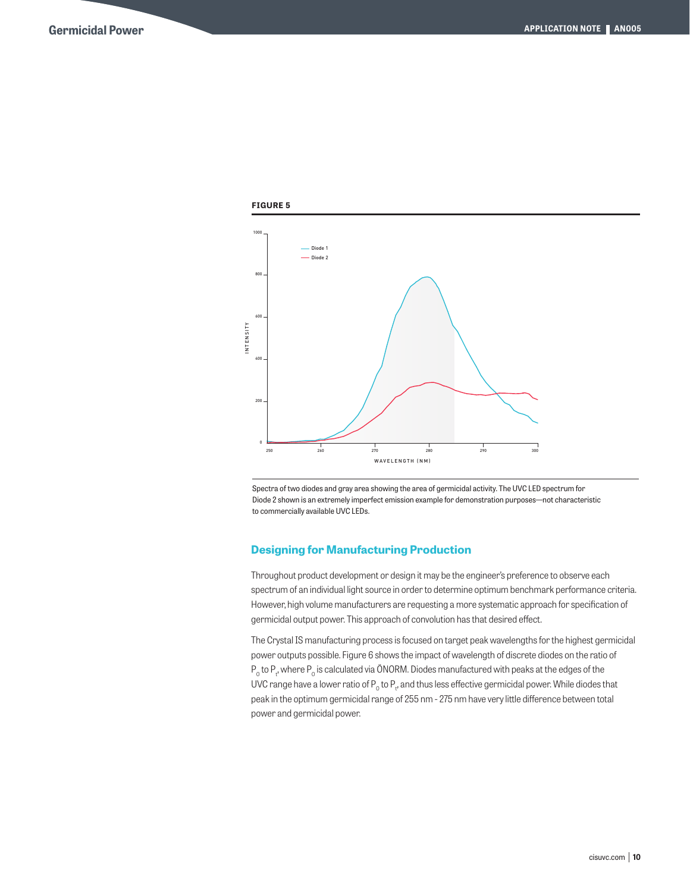**FIGURE 5**

Spectra of two diodes and gray area showing the area of germicidal activity. The UVC LED spectrum for Diode 2 shown is an extremely imperfect emission example for demonstration purposes—not characteristic to commercially available UVC LEDs.

## Designing for Manufacturing Production

Throughout product development or design it may be the engineer's preference to observe each spectrum of an individual light source in order to determine optimum benchmark performance criteria. However, high volume manufacturers are requesting a more systematic approach for specification of germicidal output power. This approach of convolution has that desired effect.

The Crystal IS manufacturing process is focused on target peak wavelengths for the highest germicidal power outputs possible. Figure 6 shows the impact of wavelength of discrete diodes on the ratio of $P_0$ to $P_t$, where $P_0$ is calculated via ÖNORM. Diodes manufactured with peaks at the edges of the UVC range have a lower ratio of $P_0$ to $P_t$, and thus less effective germicidal power. While diodes that peak in the optimum germicidal range of 255 nm - 275 nm have very little difference between total power and germicidal power.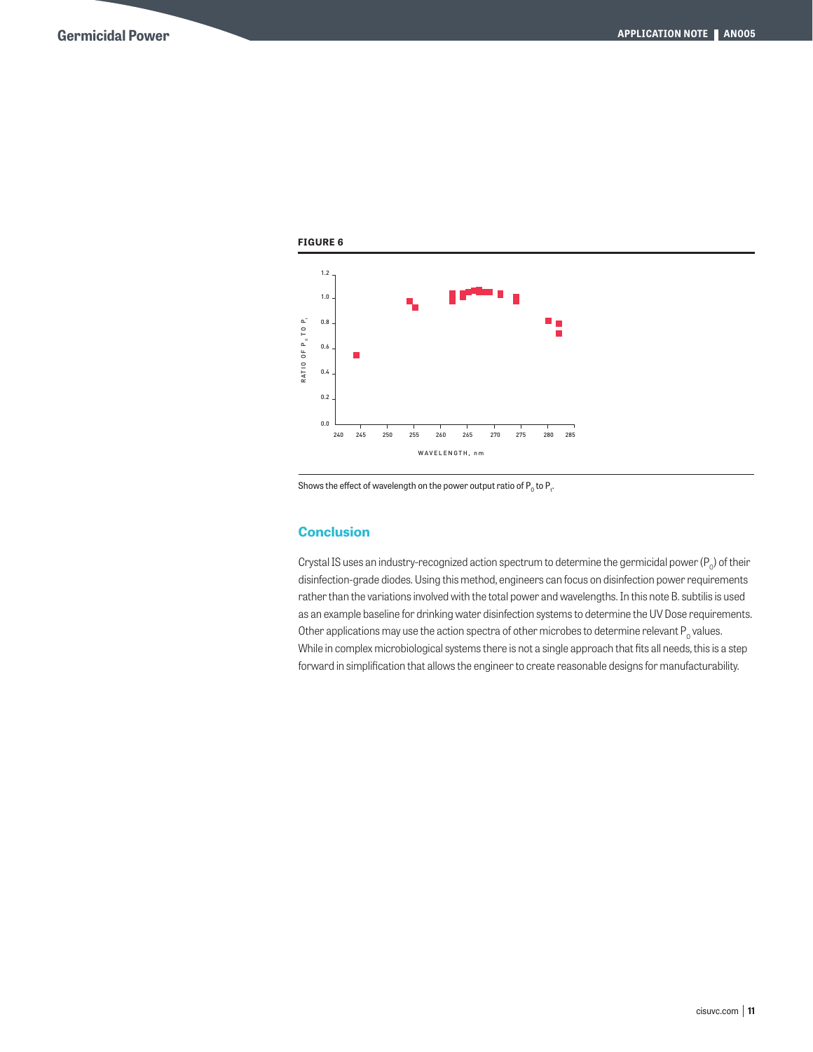**FIGURE 6**

Shows the effect of wavelength on the power output ratio of $P_0$ to $P_t$.

## Conclusion

Crystal IS uses an industry-recognized action spectrum to determine the germicidal power ($P_0$) of their disinfection-grade diodes. Using this method, engineers can focus on disinfection power requirements rather than the variations involved with the total power and wavelengths. In this note B. subtilis is used as an example baseline for drinking water disinfection systems to determine the UV Dose requirements. Other applications may use the action spectra of other microbes to determine relevant $P_0$ values. While in complex microbiological systems there is not a single approach that fits all needs, this is a step forward in simplification that allows the engineer to create reasonable designs for manufacturability.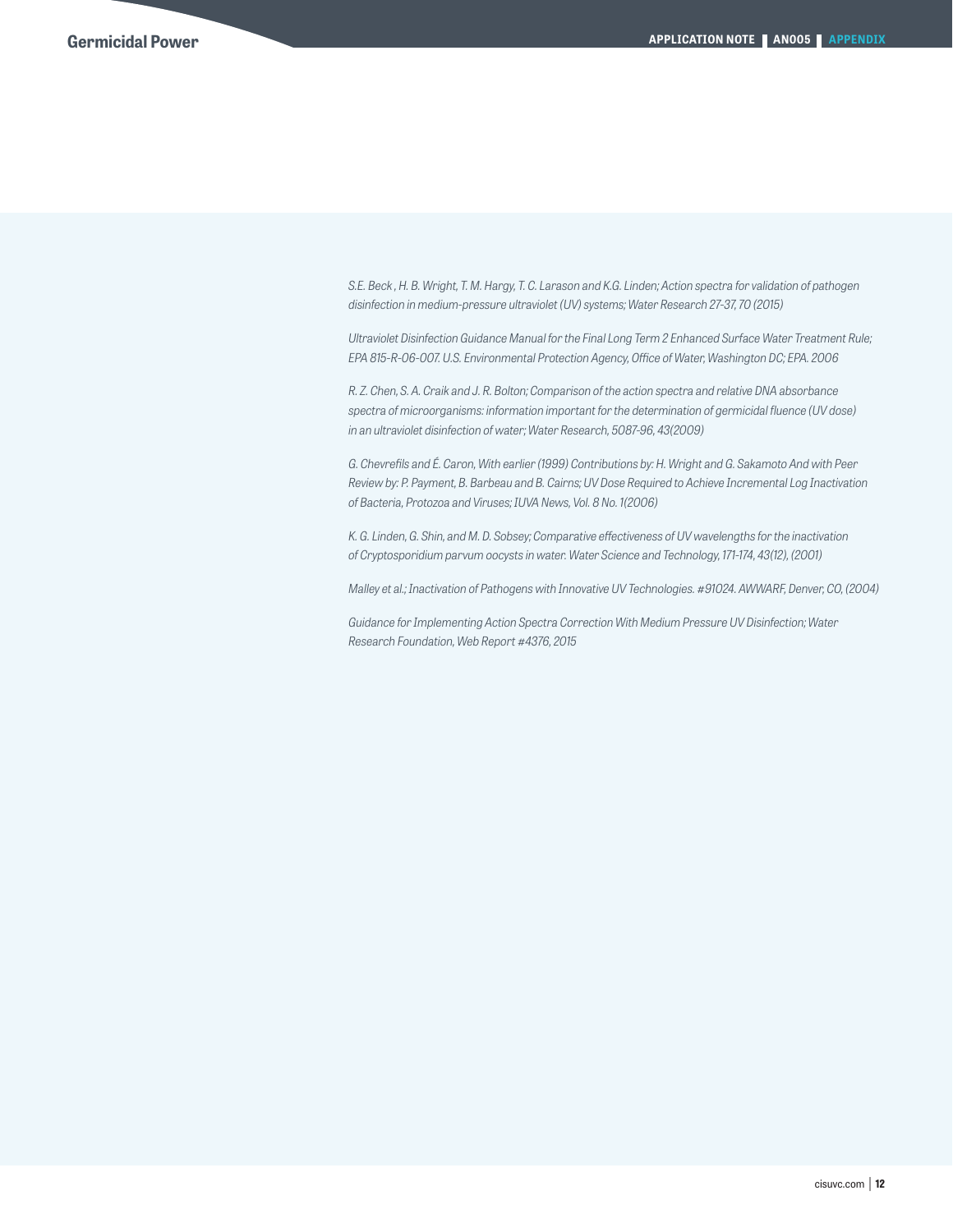*S.E. Beck , H. B. Wright, T. M. Hargy, T. C. Larason and K.G. Linden; Action spectra for validation of pathogen disinfection in medium-pressure ultraviolet (UV) systems; Water Research 27-37, 70 (2015)*

*Ultraviolet Disinfection Guidance Manual for the Final Long Term 2 Enhanced Surface Water Treatment Rule; EPA 815-R-06-007. U.S. Environmental Protection Agency, Office of Water, Washington DC; EPA. 2006*

*R. Z. Chen, S. A. Craik and J. R. Bolton; Comparison of the action spectra and relative DNA absorbance spectra of microorganisms: information important for the determination of germicidal fluence (UV dose) in an ultraviolet disinfection of water; Water Research, 5087-96, 43(2009)*

*G. Chevrefils and É. Caron, With earlier (1999) Contributions by: H. Wright and G. Sakamoto And with Peer Review by: P. Payment, B. Barbeau and B. Cairns; UV Dose Required to Achieve Incremental Log Inactivation of Bacteria, Protozoa and Viruses; IUVA News, Vol. 8 No. 1(2006)*

*K. G. Linden, G. Shin, and M. D. Sobsey; Comparative effectiveness of UV wavelengths for the inactivation of Cryptosporidium parvum oocysts in water. Water Science and Technology, 171-174, 43(12), (2001)*

*Malley et al.; Inactivation of Pathogens with Innovative UV Technologies. #91024. AWWARF, Denver, CO, (2004)*

*Guidance for Implementing Action Spectra Correction With Medium Pressure UV Disinfection; Water Research Foundation, Web Report #4376, 2015*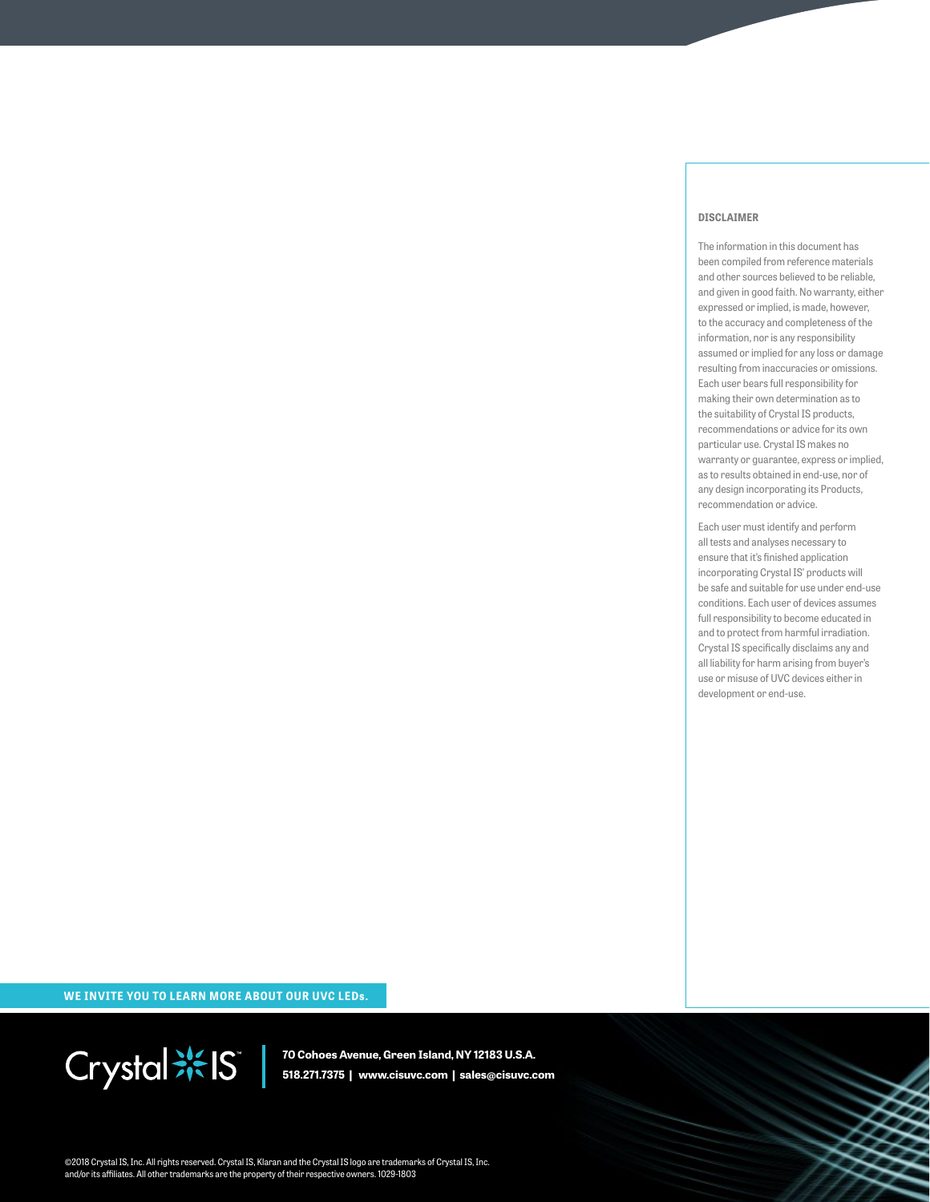### DISCLAIMER

The information in this document has been compiled from reference materials and other sources believed to be reliable, and given in good faith. No warranty, either expressed or implied, is made, however, to the accuracy and completeness of the information, nor is any responsibility assumed or implied for any loss or damage resulting from inaccuracies or omissions. Each user bears full responsibility for making their own determination as to the suitability of Crystal IS products, recommendations or advice for its own particular use. Crystal IS makes no warranty or guarantee, express or implied, as to results obtained in end-use, nor of any design incorporating its Products, recommendation or advice.

Each user must identify and perform all tests and analyses necessary to ensure that it's finished application incorporating Crystal IS' products will be safe and suitable for use under end-use conditions. Each user of devices assumes full responsibility to become educated in and to protect from harmful irradiation. Crystal IS specifically disclaims any and all liability for harm arising from buyer's use or misuse of UVC devices either in development or end-use.

**WE INVITE YOU TO LEARN MORE ABOUT OUR UVC LEDs.**

Crystal IS

**70 Cohoes Avenue, Green Island, NY 12183 U.S.A.**
**518.271.7375 | www.cisuvc.com | sales@cisuvc.com**

©2018 Crystal IS, Inc. All rights reserved. Crystal IS, Klaran and the Crystal IS logo are trademarks of Crystal IS, Inc. and/or its affiliates. All other trademarks are the property of their respective owners. 1029-1803